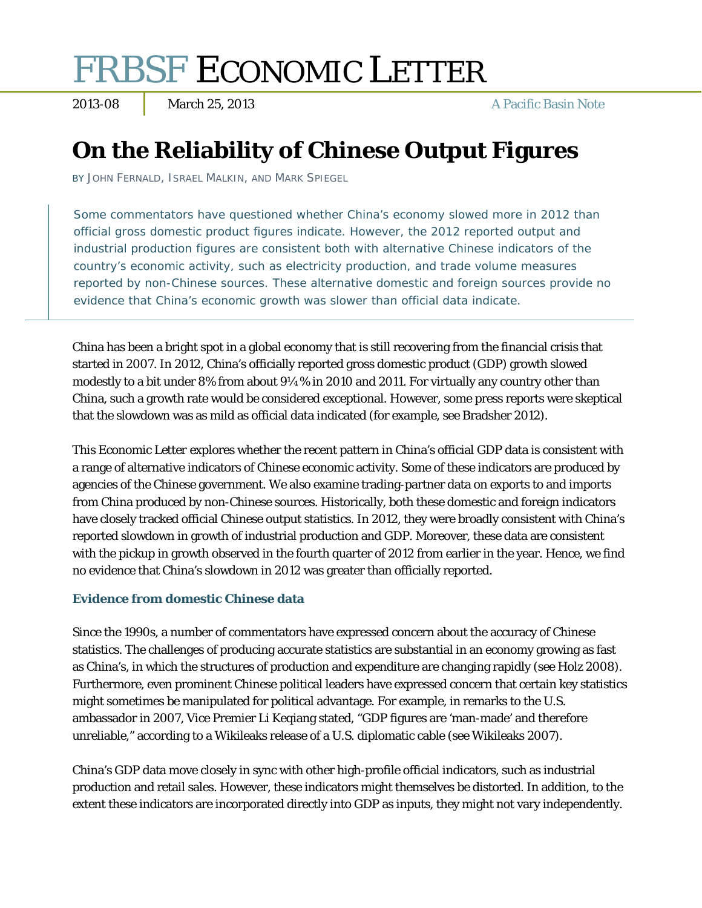# FRBSF ECONOMIC LETTER

2013-08 | March 25, 2013 | A Pacific Basin Note

## On the Reliability of Chinese Output Figures

BY JOHN FERNALD, ISRAEL MALKIN, AND MARK SPIEGEL

> Some commentators have questioned whether China's economy slowed more in 2012 than official gross domestic product figures indicate. However, the 2012 reported output and industrial production figures are consistent both with alternative Chinese indicators of the country's economic activity, such as electricity production, and trade volume measures reported by non-Chinese sources. These alternative domestic and foreign sources provide no evidence that China's economic growth was slower than official data indicate.

China has been a bright spot in a global economy that is still recovering from the financial crisis that started in 2007. In 2012, China's officially reported gross domestic product (GDP) growth slowed modestly to a bit under 8% from about 9¼% in 2010 and 2011. For virtually any country other than China, such a growth rate would be considered exceptional. However, some press reports were skeptical that the slowdown was as mild as official data indicated (for example, see Bradsher 2012).

This Economic Letter explores whether the recent pattern in China's official GDP data is consistent with a range of alternative indicators of Chinese economic activity. Some of these indicators are produced by agencies of the Chinese government. We also examine trading-partner data on exports to and imports from China produced by non-Chinese sources. Historically, both these domestic and foreign indicators have closely tracked official Chinese output statistics. In 2012, they were broadly consistent with China's reported slowdown in growth of industrial production and GDP. Moreover, these data are consistent with the pickup in growth observed in the fourth quarter of 2012 from earlier in the year. Hence, we find no evidence that China's slowdown in 2012 was greater than officially reported.

### Evidence from domestic Chinese data

Since the 1990s, a number of commentators have expressed concern about the accuracy of Chinese statistics. The challenges of producing accurate statistics are substantial in an economy growing as fast as China's, in which the structures of production and expenditure are changing rapidly (see Holz 2008). Furthermore, even prominent Chinese political leaders have expressed concern that certain key statistics might sometimes be manipulated for political advantage. For example, in remarks to the U.S. ambassador in 2007, Vice Premier Li Keqiang stated, "GDP figures are 'man-made' and therefore unreliable," according to a Wikileaks release of a U.S. diplomatic cable (see Wikileaks 2007).

China's GDP data move closely in sync with other high-profile official indicators, such as industrial production and retail sales. However, these indicators might themselves be distorted. In addition, to the extent these indicators are incorporated directly into GDP as inputs, they might not vary independently.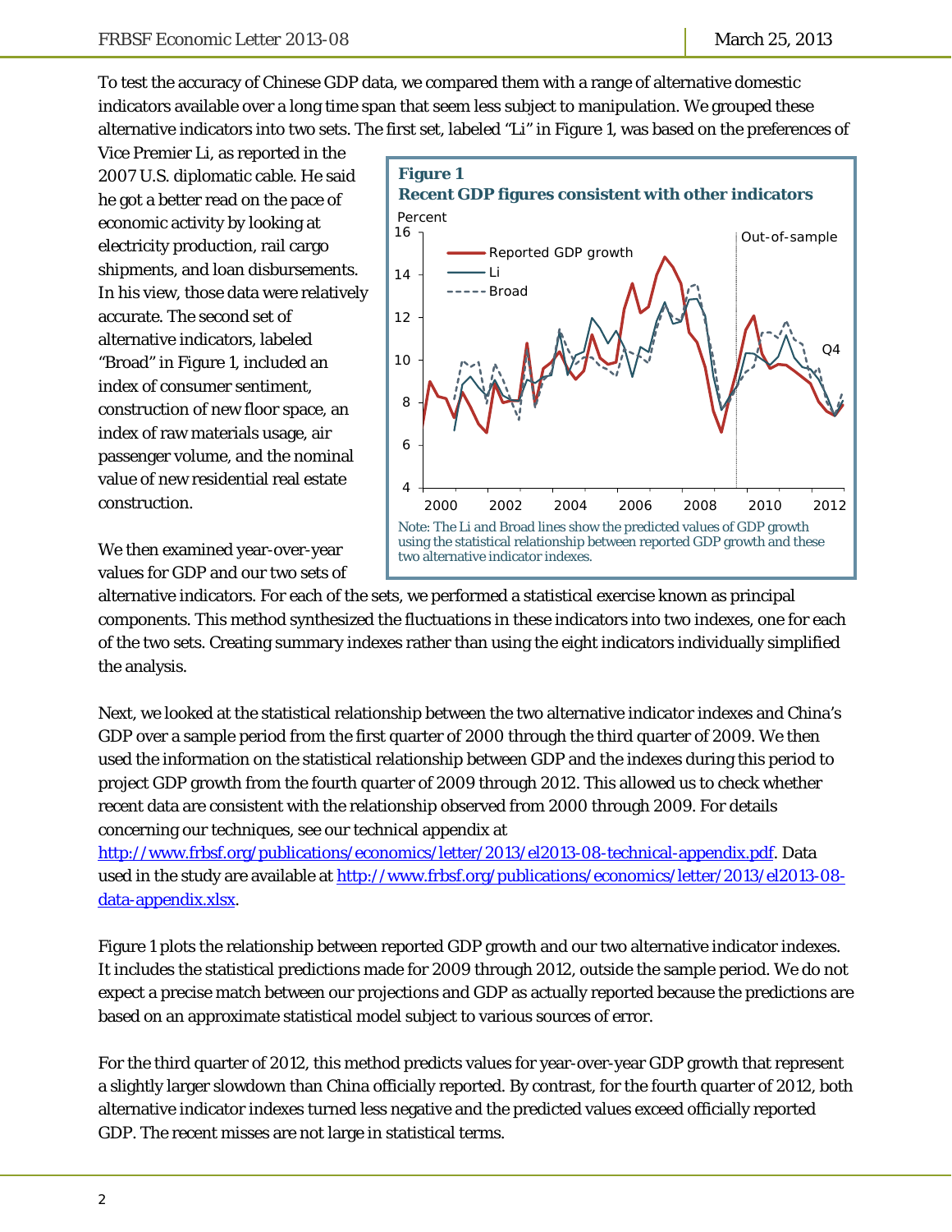To test the accuracy of Chinese GDP data, we compared them with a range of alternative domestic indicators available over a long time span that seem less subject to manipulation. We grouped these alternative indicators into two sets. The first set, labeled "Li" in Figure 1, was based on the preferences of Vice Premier Li, as reported in the 2007 U.S. diplomatic cable. He said he got a better read on the pace of economic activity by looking at electricity production, rail cargo shipments, and loan disbursements. In his view, those data were relatively accurate. The second set of alternative indicators, labeled "Broad" in Figure 1, included an index of consumer sentiment, construction of new floor space, an index of raw materials usage, air passenger volume, and the nominal value of new residential real estate construction.

**Figure 1**
**Recent GDP figures consistent with other indicators**

Note: The Li and Broad lines show the predicted values of GDP growth using the statistical relationship between reported GDP growth and these two alternative indicator indexes.

We then examined year-over-year values for GDP and our two sets of alternative indicators. For each of the sets, we performed a statistical exercise known as principal components. This method synthesized the fluctuations in these indicators into two indexes, one for each of the two sets. Creating summary indexes rather than using the eight indicators individually simplified the analysis.

Next, we looked at the statistical relationship between the two alternative indicator indexes and China's GDP over a sample period from the first quarter of 2000 through the third quarter of 2009. We then used the information on the statistical relationship between GDP and the indexes during this period to project GDP growth from the fourth quarter of 2009 through 2012. This allowed us to check whether recent data are consistent with the relationship observed from 2000 through 2009. For details concerning our techniques, see our technical appendix at http://www.frbsf.org/publications/economics/letter/2013/el2013-08-technical-appendix.pdf. Data used in the study are available at http://www.frbsf.org/publications/economics/letter/2013/el2013-08-data-appendix.xlsx.

Figure 1 plots the relationship between reported GDP growth and our two alternative indicator indexes. It includes the statistical predictions made for 2009 through 2012, outside the sample period. We do not expect a precise match between our projections and GDP as actually reported because the predictions are based on an approximate statistical model subject to various sources of error.

For the third quarter of 2012, this method predicts values for year-over-year GDP growth that represent a slightly larger slowdown than China officially reported. By contrast, for the fourth quarter of 2012, both alternative indicator indexes turned less negative and the predicted values exceed officially reported GDP. The recent misses are not large in statistical terms.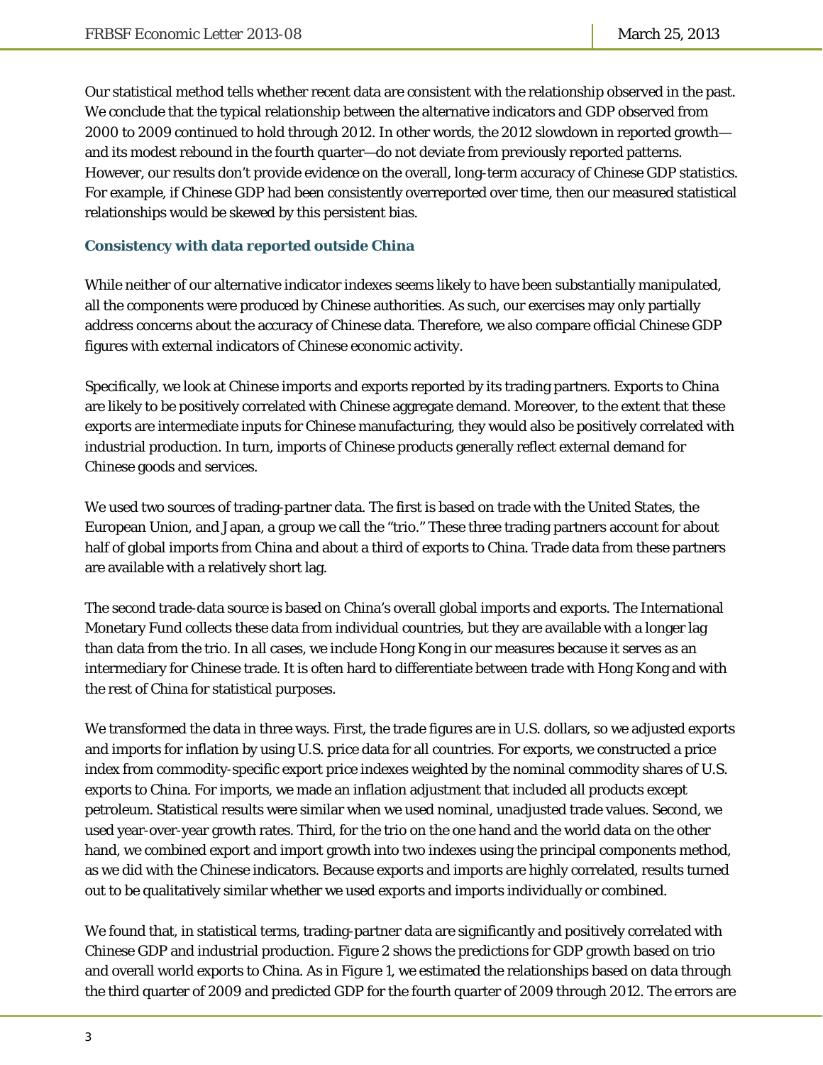Our statistical method tells whether recent data are consistent with the relationship observed in the past. We conclude that the typical relationship between the alternative indicators and GDP observed from 2000 to 2009 continued to hold through 2012. In other words, the 2012 slowdown in reported growth—and its modest rebound in the fourth quarter—do not deviate from previously reported patterns. However, our results don't provide evidence on the overall, long-term accuracy of Chinese GDP statistics. For example, if Chinese GDP had been consistently overreported over time, then our measured statistical relationships would be skewed by this persistent bias.

### Consistency with data reported outside China

While neither of our alternative indicator indexes seems likely to have been substantially manipulated, all the components were produced by Chinese authorities. As such, our exercises may only partially address concerns about the accuracy of Chinese data. Therefore, we also compare official Chinese GDP figures with external indicators of Chinese economic activity.

Specifically, we look at Chinese imports and exports reported by its trading partners. Exports to China are likely to be positively correlated with Chinese aggregate demand. Moreover, to the extent that these exports are intermediate inputs for Chinese manufacturing, they would also be positively correlated with industrial production. In turn, imports of Chinese products generally reflect external demand for Chinese goods and services.

We used two sources of trading-partner data. The first is based on trade with the United States, the European Union, and Japan, a group we call the "trio." These three trading partners account for about half of global imports from China and about a third of exports to China. Trade data from these partners are available with a relatively short lag.

The second trade-data source is based on China's overall global imports and exports. The International Monetary Fund collects these data from individual countries, but they are available with a longer lag than data from the trio. In all cases, we include Hong Kong in our measures because it serves as an intermediary for Chinese trade. It is often hard to differentiate between trade with Hong Kong and with the rest of China for statistical purposes.

We transformed the data in three ways. First, the trade figures are in U.S. dollars, so we adjusted exports and imports for inflation by using U.S. price data for all countries. For exports, we constructed a price index from commodity-specific export price indexes weighted by the nominal commodity shares of U.S. exports to China. For imports, we made an inflation adjustment that included all products except petroleum. Statistical results were similar when we used nominal, unadjusted trade values. Second, we used year-over-year growth rates. Third, for the trio on the one hand and the world data on the other hand, we combined export and import growth into two indexes using the principal components method, as we did with the Chinese indicators. Because exports and imports are highly correlated, results turned out to be qualitatively similar whether we used exports and imports individually or combined.

We found that, in statistical terms, trading-partner data are significantly and positively correlated with Chinese GDP and industrial production. Figure 2 shows the predictions for GDP growth based on trio and overall world exports to China. As in Figure 1, we estimated the relationships based on data through the third quarter of 2009 and predicted GDP for the fourth quarter of 2009 through 2012. The errors are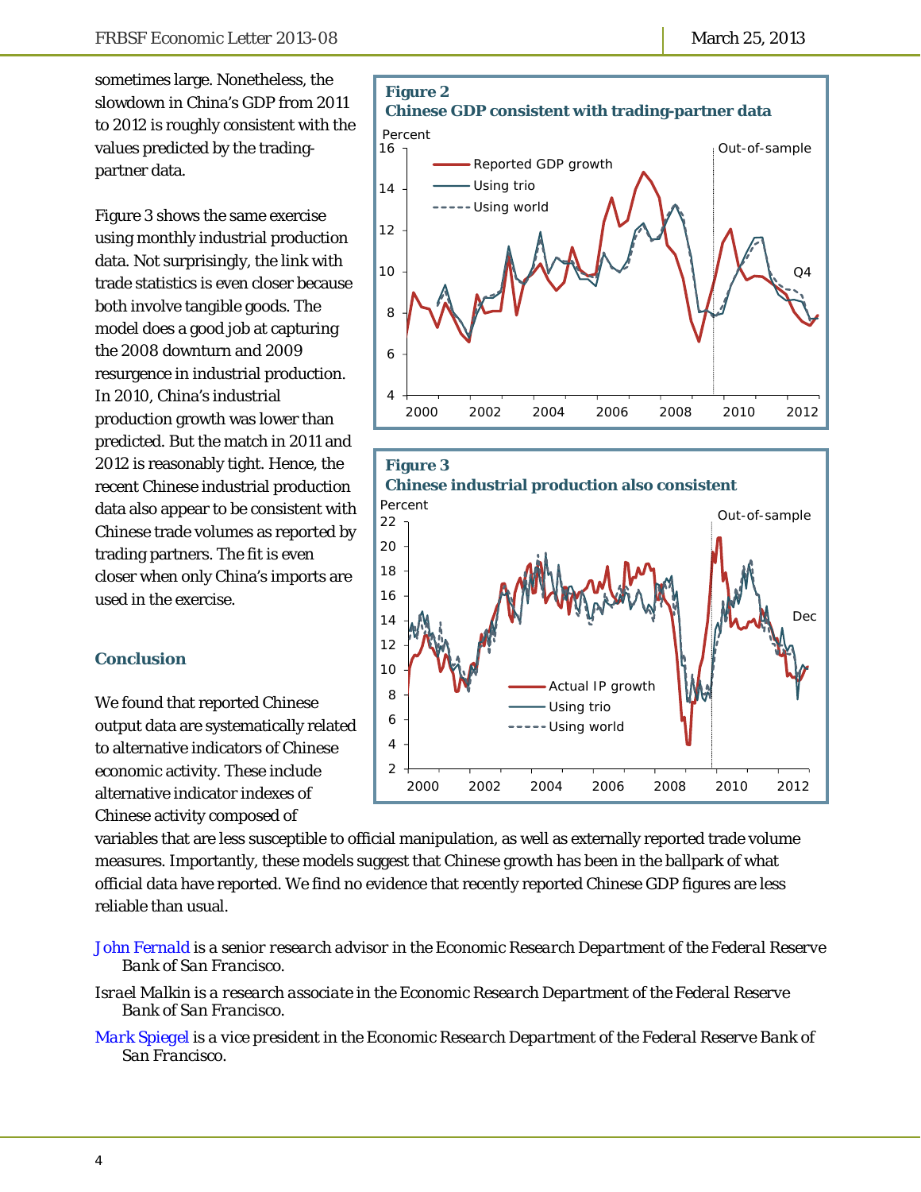sometimes large. Nonetheless, the slowdown in China's GDP from 2011 to 2012 is roughly consistent with the values predicted by the trading-partner data.

Figure 3 shows the same exercise using monthly industrial production data. Not surprisingly, the link with trade statistics is even closer because both involve tangible goods. The model does a good job at capturing the 2008 downturn and 2009 resurgence in industrial production. In 2010, China's industrial production growth was lower than predicted. But the match in 2011 and 2012 is reasonably tight. Hence, the recent Chinese industrial production data also appear to be consistent with Chinese trade volumes as reported by trading partners. The fit is even closer when only China's imports are used in the exercise.

**Figure 2**
**Chinese GDP consistent with trading-partner data**

**Figure 3**
**Chinese industrial production also consistent**

## Conclusion

We found that reported Chinese output data are systematically related to alternative indicators of Chinese economic activity. These include alternative indicator indexes of Chinese activity composed of variables that are less susceptible to official manipulation, as well as externally reported trade volume measures. Importantly, these models suggest that Chinese growth has been in the ballpark of what official data have reported. We find no evidence that recently reported Chinese GDP figures are less reliable than usual.

*John Fernald is a senior research advisor in the Economic Research Department of the Federal Reserve Bank of San Francisco.*

*Israel Malkin is a research associate in the Economic Research Department of the Federal Reserve Bank of San Francisco.*

*Mark Spiegel is a vice president in the Economic Research Department of the Federal Reserve Bank of San Francisco.*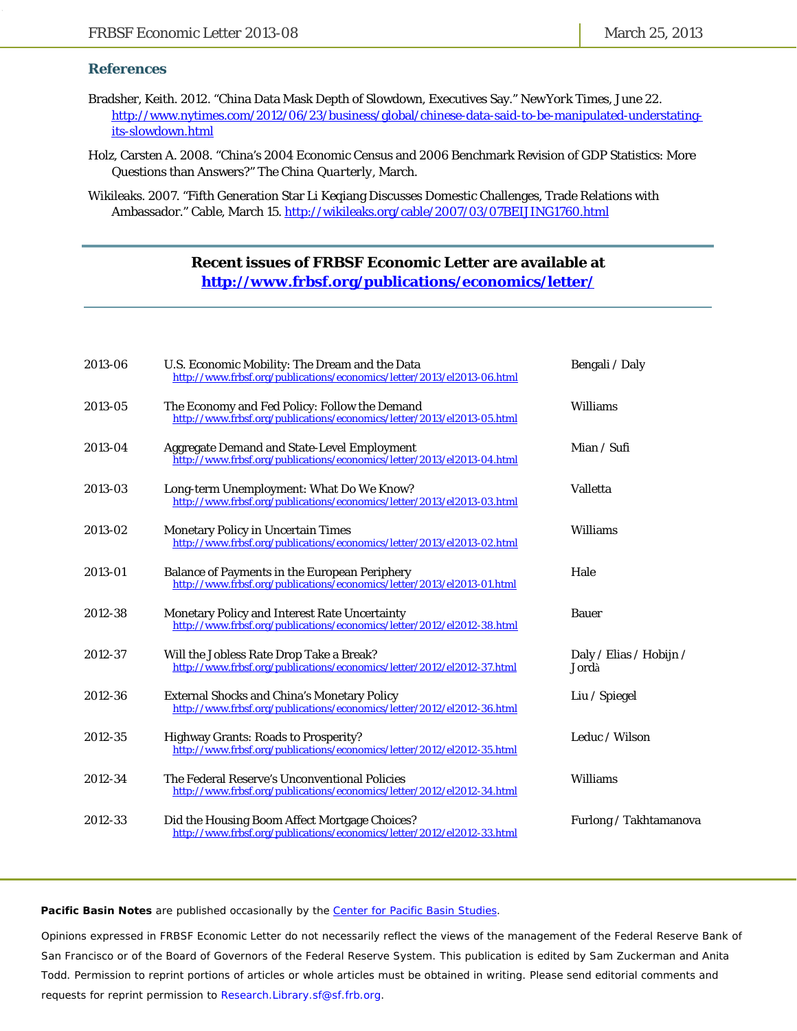## References

Bradsher, Keith. 2012. "China Data Mask Depth of Slowdown, Executives Say." NewYork Times, June 22. http://www.nytimes.com/2012/06/23/business/global/chinese-data-said-to-be-manipulated-understating-its-slowdown.html

Holz, Carsten A. 2008. "China's 2004 Economic Census and 2006 Benchmark Revision of GDP Statistics: More Questions than Answers?" *The China Quarterly*, March.

Wikileaks. 2007. "Fifth Generation Star Li Keqiang Discusses Domestic Challenges, Trade Relations with Ambassador." Cable, March 15. http://wikileaks.org/cable/2007/03/07BEIJING1760.html

**Recent issues of FRBSF Economic Letter are available at**
**http://www.frbsf.org/publications/economics/letter/**

| | | |
|---|---|---|
| 2013-06 | U.S. Economic Mobility: The Dream and the Data<br>http://www.frbsf.org/publications/economics/letter/2013/el2013-06.html | Bengali / Daly |
| 2013-05 | The Economy and Fed Policy: Follow the Demand<br>http://www.frbsf.org/publications/economics/letter/2013/el2013-05.html | Williams |
| 2013-04 | Aggregate Demand and State-Level Employment<br>http://www.frbsf.org/publications/economics/letter/2013/el2013-04.html | Mian / Sufi |
| 2013-03 | Long-term Unemployment: What Do We Know?<br>http://www.frbsf.org/publications/economics/letter/2013/el2013-03.html | Valletta |
| 2013-02 | Monetary Policy in Uncertain Times<br>http://www.frbsf.org/publications/economics/letter/2013/el2013-02.html | Williams |
| 2013-01 | Balance of Payments in the European Periphery<br>http://www.frbsf.org/publications/economics/letter/2013/el2013-01.html | Hale |
| 2012-38 | Monetary Policy and Interest Rate Uncertainty<br>http://www.frbsf.org/publications/economics/letter/2012/el2012-38.html | Bauer |
| 2012-37 | Will the Jobless Rate Drop Take a Break?<br>http://www.frbsf.org/publications/economics/letter/2012/el2012-37.html | Daly / Elias / Hobijn / Jordà |
| 2012-36 | External Shocks and China's Monetary Policy<br>http://www.frbsf.org/publications/economics/letter/2012/el2012-36.html | Liu / Spiegel |
| 2012-35 | Highway Grants: Roads to Prosperity?<br>http://www.frbsf.org/publications/economics/letter/2012/el2012-35.html | Leduc / Wilson |
| 2012-34 | The Federal Reserve's Unconventional Policies<br>http://www.frbsf.org/publications/economics/letter/2012/el2012-34.html | Williams |
| 2012-33 | Did the Housing Boom Affect Mortgage Choices?<br>http://www.frbsf.org/publications/economics/letter/2012/el2012-33.html | Furlong / Takhtamanova |

**Pacific Basin Notes** are published occasionally by the Center for Pacific Basin Studies.

Opinions expressed in FRBSF Economic Letter do not necessarily reflect the views of the management of the Federal Reserve Bank of San Francisco or of the Board of Governors of the Federal Reserve System. This publication is edited by Sam Zuckerman and Anita Todd. Permission to reprint portions of articles or whole articles must be obtained in writing. Please send editorial comments and requests for reprint permission to Research.Library.sf@sf.frb.org.